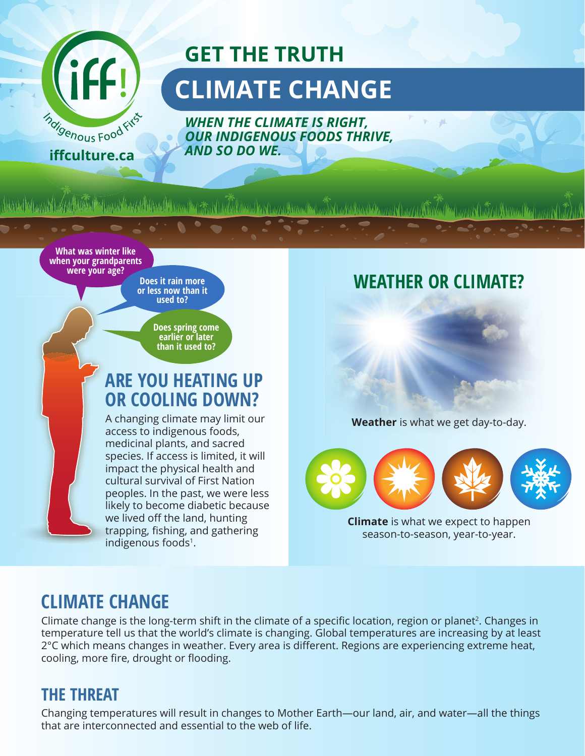iff! Indigenous Food First

iffculture.ca

## GET THE TRUTH

# CLIMATE CHANGE

***WHEN THE CLIMATE IS RIGHT, OUR INDIGENOUS FOODS THRIVE, AND SO DO WE.***

What was winter like when your grandparents were your age?

Does it rain more or less now than it used to?

Does spring come earlier or later than it used to?

## ARE YOU HEATING UP OR COOLING DOWN?

A changing climate may limit our access to indigenous foods, medicinal plants, and sacred species. If access is limited, it will impact the physical health and cultural survival of First Nation peoples. In the past, we were less likely to become diabetic because we lived off the land, hunting trapping, fishing, and gathering indigenous foods[1].

## WEATHER OR CLIMATE?

**Weather** is what we get day-to-day.

**Climate** is what we expect to happen season-to-season, year-to-year.

## CLIMATE CHANGE

Climate change is the long-term shift in the climate of a specific location, region or planet[2]. Changes in temperature tell us that the world's climate is changing. Global temperatures are increasing by at least 2°C which means changes in weather. Every area is different. Regions are experiencing extreme heat, cooling, more fire, drought or flooding.

## THE THREAT

Changing temperatures will result in changes to Mother Earth—our land, air, and water—all the things that are interconnected and essential to the web of life.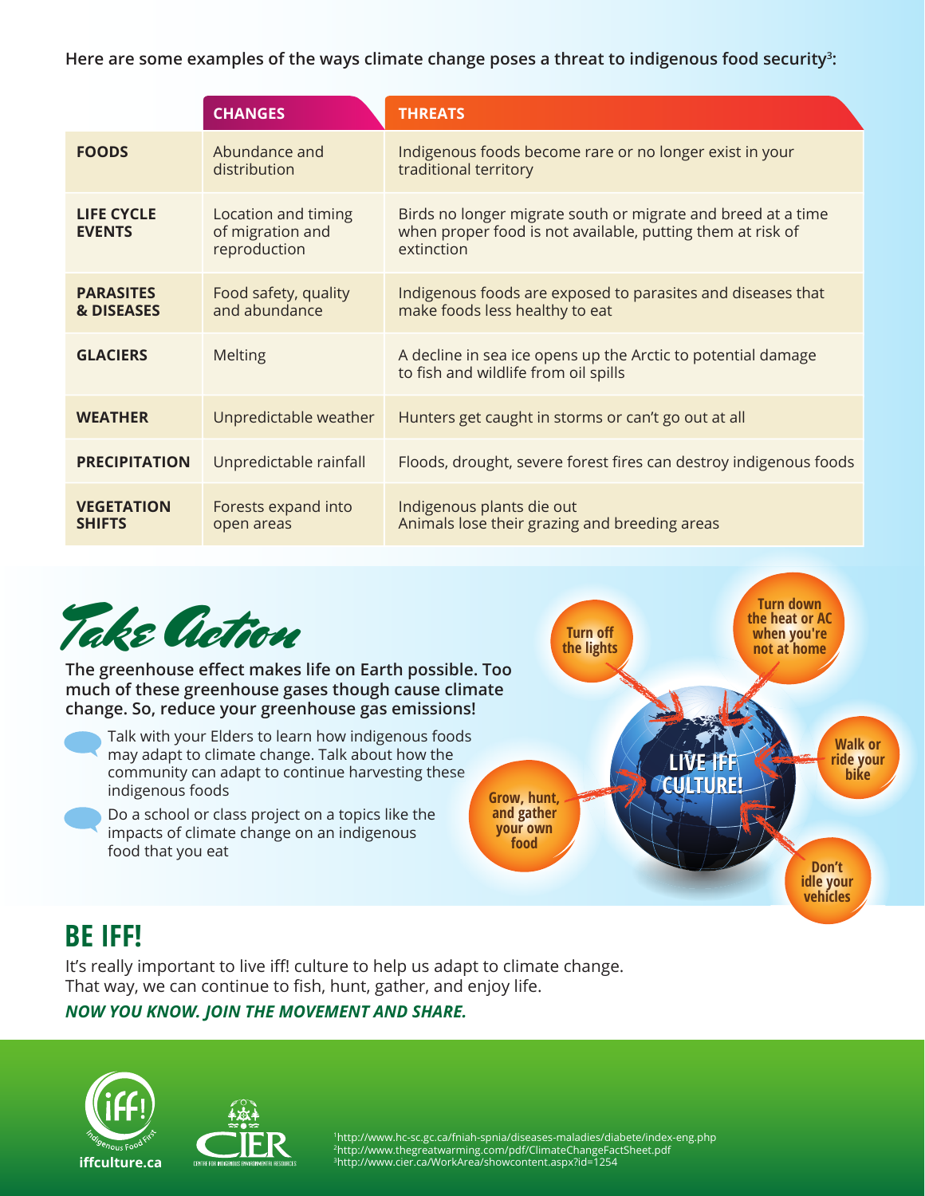Here are some examples of the ways climate change poses a threat to indigenous food security[3]:

| | CHANGES | THREATS |
|---|---|---|
| **FOODS** | Abundance and distribution | Indigenous foods become rare or no longer exist in your traditional territory |
| **LIFE CYCLE EVENTS** | Location and timing of migration and reproduction | Birds no longer migrate south or migrate and breed at a time when proper food is not available, putting them at risk of extinction |
| **PARASITES & DISEASES** | Food safety, quality and abundance | Indigenous foods are exposed to parasites and diseases that make foods less healthy to eat |
| **GLACIERS** | Melting | A decline in sea ice opens up the Arctic to potential damage to fish and wildlife from oil spills |
| **WEATHER** | Unpredictable weather | Hunters get caught in storms or can't go out at all |
| **PRECIPITATION** | Unpredictable rainfall | Floods, drought, severe forest fires can destroy indigenous foods |
| **VEGETATION SHIFTS** | Forests expand into open areas | Indigenous plants die out<br>Animals lose their grazing and breeding areas |

## *Take Action*

**The greenhouse effect makes life on Earth possible. Too much of these greenhouse gases though cause climate change. So, reduce your greenhouse gas emissions!**

- Talk with your Elders to learn how indigenous foods may adapt to climate change. Talk about how the community can adapt to continue harvesting these indigenous foods
- Do a school or class project on a topics like the impacts of climate change on an indigenous food that you eat

LIVE IFF CULTURE!

Turn off the lights

Turn down the heat or AC when you're not at home

Walk or ride your bike

Don't idle your vehicles

Grow, hunt, and gather your own food

## BE IFF!

It's really important to live iff! culture to help us adapt to climate change. That way, we can continue to fish, hunt, gather, and enjoy life.

***NOW YOU KNOW. JOIN THE MOVEMENT AND SHARE.***

iff! Indigenous Food First

iffculture.ca

CIER CENTRE FOR INDIGENOUS ENVIRONMENTAL RESOURCES

[1]http://www.hc-sc.gc.ca/fniah-spnia/diseases-maladies/diabete/index-eng.php
[2]http://www.thegreatwarming.com/pdf/ClimateChangeFactSheet.pdf
[3]http://www.cier.ca/WorkArea/showcontent.aspx?id=1254